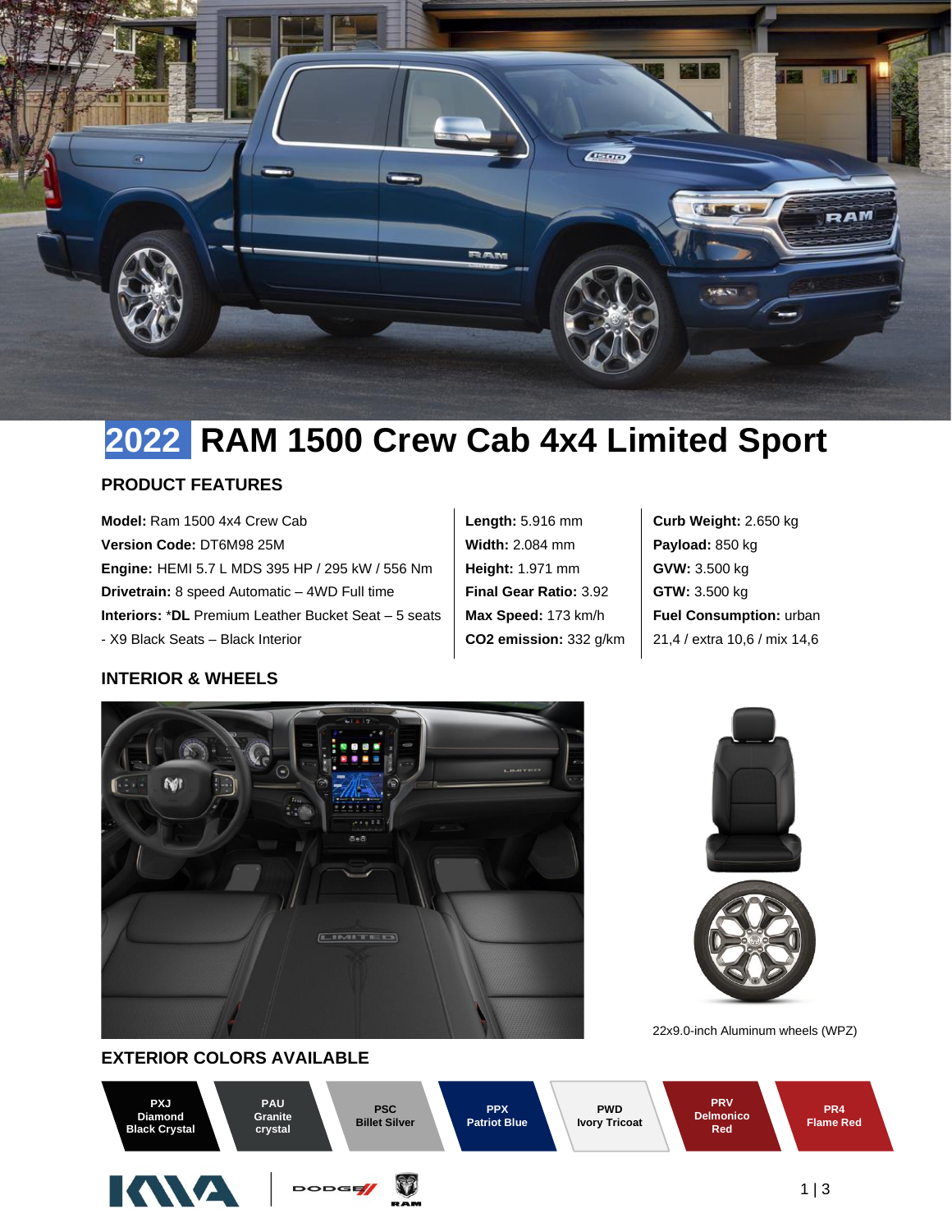# 2022 RAM 1500 Crew Cab 4x4 Limited Sport

## PRODUCT FEATURES

**Model:** Ram 1500 4x4 Crew Cab
**Version Code:** DT6M98 25M
**Engine:** HEMI 5.7 L MDS 395 HP / 295 kW / 556 Nm
**Drivetrain:** 8 speed Automatic – 4WD Full time
**Interiors:** *DL Premium Leather Bucket Seat – 5 seats - X9 Black Seats – Black Interior

**Length:** 5.916 mm
**Width:** 2.084 mm
**Height:** 1.971 mm
**Final Gear Ratio:** 3.92
**Max Speed:** 173 km/h
**CO2 emission:** 332 g/km

**Curb Weight:** 2.650 kg
**Payload:** 850 kg
**GVW:** 3.500 kg
**GTW:** 3.500 kg
**Fuel Consumption:** urban 21,4 / extra 10,6 / mix 14,6

## INTERIOR & WHEELS

22x9.0-inch Aluminum wheels (WPZ)

## EXTERIOR COLORS AVAILABLE

| Code | Color |
| --- | --- |
| PXJ | Diamond Black Crystal |
| PAU | Granite crystal |
| PSC | Billet Silver |
| PPX | Patriot Blue |
| PWD | Ivory Tricoat |
| PRV | Delmonico Red |
| PR4 | Flame Red |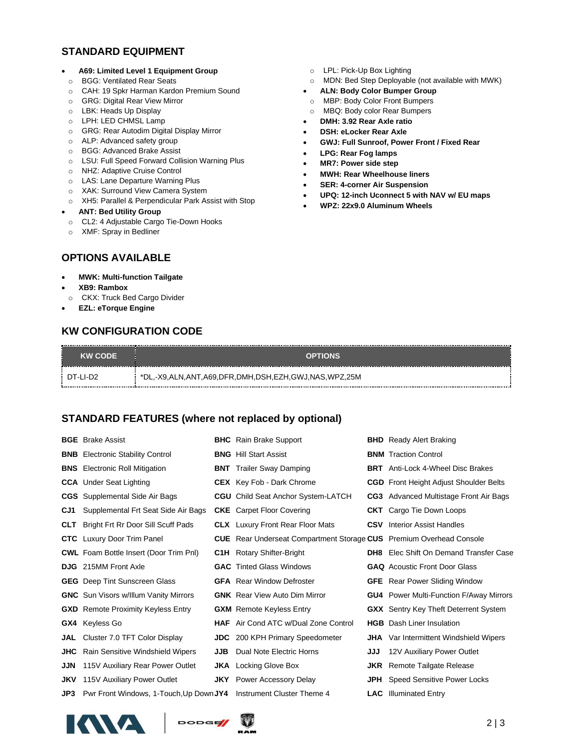## STANDARD EQUIPMENT

- **A69: Limited Level 1 Equipment Group**
  - BGG: Ventilated Rear Seats
  - CAH: 19 Spkr Harman Kardon Premium Sound
  - GRG: Digital Rear View Mirror
  - LBK: Heads Up Display
  - LPH: LED CHMSL Lamp
  - GRG: Rear Autodim Digital Display Mirror
  - ALP: Advanced safety group
  - BGG: Advanced Brake Assist
  - LSU: Full Speed Forward Collision Warning Plus
  - NHZ: Adaptive Cruise Control
  - LAS: Lane Departure Warning Plus
  - XAK: Surround View Camera System
  - XH5: Parallel & Perpendicular Park Assist with Stop
- **ANT: Bed Utility Group**
  - CL2: 4 Adjustable Cargo Tie-Down Hooks
  - XMF: Spray in Bedliner
  - LPL: Pick-Up Box Lighting
  - MDN: Bed Step Deployable (not available with MWK)
- **ALN: Body Color Bumper Group**
  - MBP: Body Color Front Bumpers
  - MBQ: Body color Rear Bumpers
- **DMH: 3.92 Rear Axle ratio**
- **DSH: eLocker Rear Axle**
- **GWJ: Full Sunroof, Power Front / Fixed Rear**
- **LPG: Rear Fog lamps**
- **MR7: Power side step**
- **MWH: Rear Wheelhouse liners**
- **SER: 4-corner Air Suspension**
- **UPQ: 12-inch Uconnect 5 with NAV w/ EU maps**
- **WPZ: 22x9.0 Aluminum Wheels**

## OPTIONS AVAILABLE

- **MWK: Multi-function Tailgate**
- **XB9: Rambox**
  - CKX: Truck Bed Cargo Divider
- **EZL: eTorque Engine**

## KW CONFIGURATION CODE

| KW CODE | OPTIONS |
| --- | --- |
| DT-LI-D2 | *DL,-X9,ALN,ANT,A69,DFR,DMH,DSH,EZH,GWJ,NAS,WPZ,25M |

## STANDARD FEATURES (where not replaced by optional)

| | | |
| --- | --- | --- |
| **BGE** Brake Assist | **BHC** Rain Brake Support | **BHD** Ready Alert Braking |
| **BNB** Electronic Stability Control | **BNG** Hill Start Assist | **BNM** Traction Control |
| **BNS** Electronic Roll Mitigation | **BNT** Trailer Sway Damping | **BRT** Anti-Lock 4-Wheel Disc Brakes |
| **CCA** Under Seat Lighting | **CEX** Key Fob - Dark Chrome | **CGD** Front Height Adjust Shoulder Belts |
| **CGS** Supplemental Side Air Bags | **CGU** Child Seat Anchor System-LATCH | **CG3** Advanced Multistage Front Air Bags |
| **CJ1** Supplemental Frt Seat Side Air Bags | **CKE** Carpet Floor Covering | **CKT** Cargo Tie Down Loops |
| **CLT** Bright Frt Rr Door Sill Scuff Pads | **CLX** Luxury Front Rear Floor Mats | **CSV** Interior Assist Handles |
| **CTC** Luxury Door Trim Panel | **CUE** Rear Underseat Compartment Storage | **CUS** Premium Overhead Console |
| **CWL** Foam Bottle Insert (Door Trim Pnl) | **C1H** Rotary Shifter-Bright | **DH8** Elec Shift On Demand Transfer Case |
| **DJG** 215MM Front Axle | **GAC** Tinted Glass Windows | **GAQ** Acoustic Front Door Glass |
| **GEG** Deep Tint Sunscreen Glass | **GFA** Rear Window Defroster | **GFE** Rear Power Sliding Window |
| **GNC** Sun Visors w/Illum Vanity Mirrors | **GNK** Rear View Auto Dim Mirror | **GU4** Power Multi-Function F/Away Mirrors |
| **GXD** Remote Proximity Keyless Entry | **GXM** Remote Keyless Entry | **GXX** Sentry Key Theft Deterrent System |
| **GX4** Keyless Go | **HAF** Air Cond ATC w/Dual Zone Control | **HGB** Dash Liner Insulation |
| **JAL** Cluster 7.0 TFT Color Display | **JDC** 200 KPH Primary Speedometer | **JHA** Var Intermittent Windshield Wipers |
| **JHC** Rain Sensitive Windshield Wipers | **JJB** Dual Note Electric Horns | **JJJ** 12V Auxiliary Power Outlet |
| **JJN** 115V Auxiliary Rear Power Outlet | **JKA** Locking Glove Box | **JKR** Remote Tailgate Release |
| **JKV** 115V Auxiliary Power Outlet | **JKY** Power Accessory Delay | **JPH** Speed Sensitive Power Locks |
| **JP3** Pwr Front Windows, 1-Touch,Up Down | **JY4** Instrument Cluster Theme 4 | **LAC** Illuminated Entry |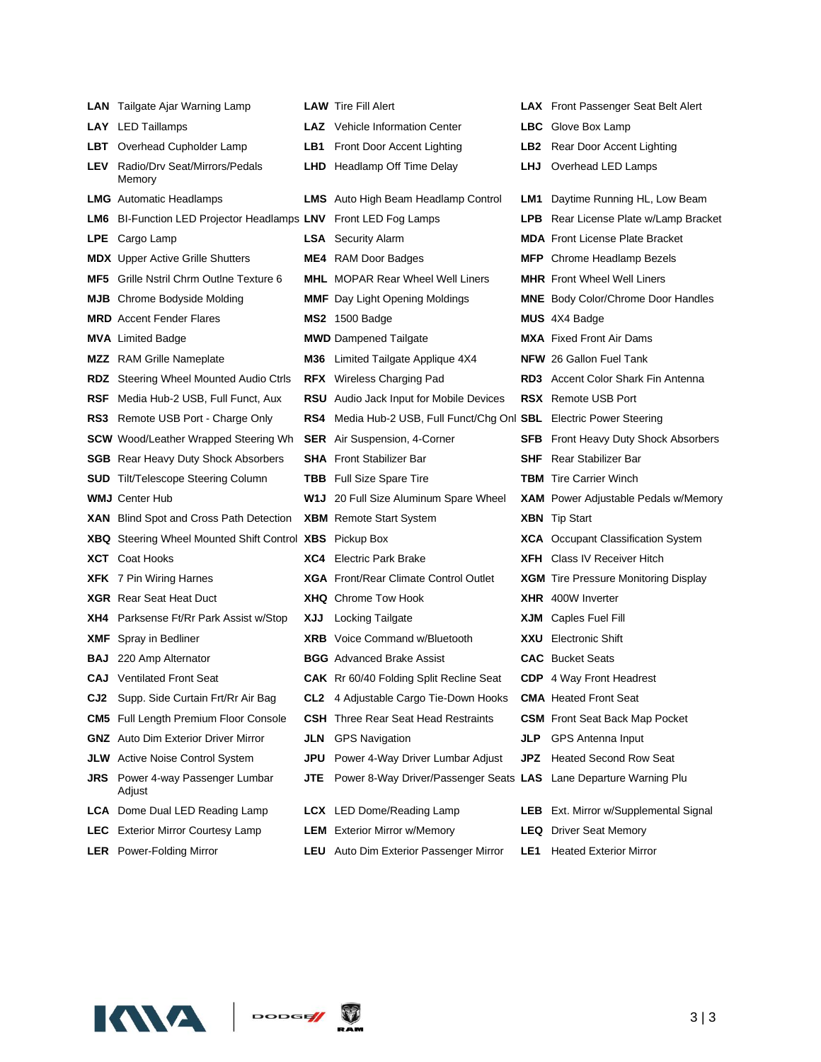**LAN** Tailgate Ajar Warning Lamp

**LAW** Tire Fill Alert

**LAX** Front Passenger Seat Belt Alert

**LAY** LED Taillamps

**LAZ** Vehicle Information Center

**LBC** Glove Box Lamp

**LBT** Overhead Cupholder Lamp

**LB1** Front Door Accent Lighting

**LB2** Rear Door Accent Lighting

**LEV** Radio/Drv Seat/Mirrors/Pedals Memory

**LHD** Headlamp Off Time Delay

**LHJ** Overhead LED Lamps

**LMG** Automatic Headlamps

**LMS** Auto High Beam Headlamp Control

**LM1** Daytime Running HL, Low Beam

**LM6** BI-Function LED Projector Headlamps

**LNV** Front LED Fog Lamps

**LPB** Rear License Plate w/Lamp Bracket

**LPE** Cargo Lamp

**LSA** Security Alarm

**MDA** Front License Plate Bracket

**MDX** Upper Active Grille Shutters

**ME4** RAM Door Badges

**MFP** Chrome Headlamp Bezels

**MF5** Grille Nstril Chrm Outlne Texture 6

**MHL** MOPAR Rear Wheel Well Liners

**MHR** Front Wheel Well Liners

**MJB** Chrome Bodyside Molding

**MMF** Day Light Opening Moldings

**MNE** Body Color/Chrome Door Handles

**MRD** Accent Fender Flares

**MS2** 1500 Badge

**MUS** 4X4 Badge

**MVA** Limited Badge

**MWD** Dampened Tailgate

**MXA** Fixed Front Air Dams

**MZZ** RAM Grille Nameplate

**M36** Limited Tailgate Applique 4X4

**NFW** 26 Gallon Fuel Tank

**RDZ** Steering Wheel Mounted Audio Ctrls

**RFX** Wireless Charging Pad

**RD3** Accent Color Shark Fin Antenna

**RSF** Media Hub-2 USB, Full Funct, Aux

**RSU** Audio Jack Input for Mobile Devices

**RSX** Remote USB Port

**RS3** Remote USB Port - Charge Only

**RS4** Media Hub-2 USB, Full Funct/Chg Onl

**SBL** Electric Power Steering

**SCW** Wood/Leather Wrapped Steering Wh

**SER** Air Suspension, 4-Corner

**SFB** Front Heavy Duty Shock Absorbers

**SGB** Rear Heavy Duty Shock Absorbers

**SHA** Front Stabilizer Bar

**SHF** Rear Stabilizer Bar

**SUD** Tilt/Telescope Steering Column

**TBB** Full Size Spare Tire

**TBM** Tire Carrier Winch

**WMJ** Center Hub

**W1J** 20 Full Size Aluminum Spare Wheel

**XAM** Power Adjustable Pedals w/Memory

**XAN** Blind Spot and Cross Path Detection

**XBM** Remote Start System

**XBN** Tip Start

**XBQ** Steering Wheel Mounted Shift Control

**XBS** Pickup Box

**XCA** Occupant Classification System

**XCT** Coat Hooks

**XC4** Electric Park Brake

**XFH** Class IV Receiver Hitch

**XFK** 7 Pin Wiring Harnes

**XGA** Front/Rear Climate Control Outlet

**XGM** Tire Pressure Monitoring Display

**XGR** Rear Seat Heat Duct

**XHQ** Chrome Tow Hook

**XHR** 400W Inverter

**XH4** Parksense Ft/Rr Park Assist w/Stop

**XJJ** Locking Tailgate

**XJM** Caples Fuel Fill

**XMF** Spray in Bedliner

**XRB** Voice Command w/Bluetooth

**XXU** Electronic Shift

**BAJ** 220 Amp Alternator

**BGG** Advanced Brake Assist

**CAC** Bucket Seats

**CAJ** Ventilated Front Seat

**CAK** Rr 60/40 Folding Split Recline Seat

**CDP** 4 Way Front Headrest

**CJ2** Supp. Side Curtain Frt/Rr Air Bag

**CL2** 4 Adjustable Cargo Tie-Down Hooks

**CMA** Heated Front Seat

**CM5** Full Length Premium Floor Console

**CSH** Three Rear Seat Head Restraints

**CSM** Front Seat Back Map Pocket

**GNZ** Auto Dim Exterior Driver Mirror

**JLN** GPS Navigation

**JLP** GPS Antenna Input

**JLW** Active Noise Control System

**JPU** Power 4-Way Driver Lumbar Adjust

**JPZ** Heated Second Row Seat

**JRS** Power 4-way Passenger Lumbar Adjust

**JTE** Power 8-Way Driver/Passenger Seats

**LAS** Lane Departure Warning Plu

**LCA** Dome Dual LED Reading Lamp

**LCX** LED Dome/Reading Lamp

**LEB** Ext. Mirror w/Supplemental Signal

**LEC** Exterior Mirror Courtesy Lamp

**LEM** Exterior Mirror w/Memory

**LEQ** Driver Seat Memory

**LER** Power-Folding Mirror

**LEU** Auto Dim Exterior Passenger Mirror

**LE1** Heated Exterior Mirror